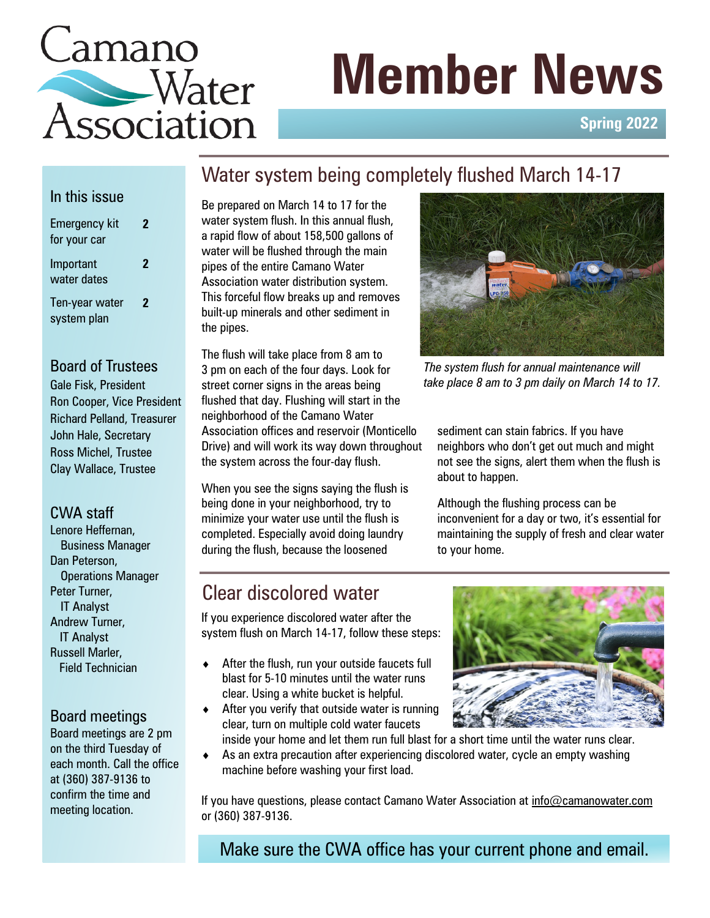# Camano Water Association

# Member News

**Spring 2022**

## In this issue

| | |
|---|---|
| Emergency kit for your car | 2 |
| Important water dates | 2 |
| Ten-year water system plan | 2 |

## Board of Trustees

Gale Fisk, President
Ron Cooper, Vice President
Richard Pelland, Treasurer
John Hale, Secretary
Ross Michel, Trustee
Clay Wallace, Trustee

## CWA staff

Lenore Heffernan, Business Manager
Dan Peterson, Operations Manager
Peter Turner, IT Analyst
Andrew Turner, IT Analyst
Russell Marler, Field Technician

## Board meetings

Board meetings are 2 pm on the third Tuesday of each month. Call the office at (360) 387-9136 to confirm the time and meeting location.

## Water system being completely flushed March 14-17

Be prepared on March 14 to 17 for the water system flush. In this annual flush, a rapid flow of about 158,500 gallons of water will be flushed through the main pipes of the entire Camano Water Association water distribution system. This forceful flow breaks up and removes built-up minerals and other sediment in the pipes.

The flush will take place from 8 am to 3 pm on each of the four days. Look for street corner signs in the areas being flushed that day. Flushing will start in the neighborhood of the Camano Water Association offices and reservoir (Monticello Drive) and will work its way down throughout the system across the four-day flush.

When you see the signs saying the flush is being done in your neighborhood, try to minimize your water use until the flush is completed. Especially avoid doing laundry during the flush, because the loosened sediment can stain fabrics. If you have neighbors who don't get out much and might not see the signs, alert them when the flush is about to happen.

*The system flush for annual maintenance will take place 8 am to 3 pm daily on March 14 to 17.*

Although the flushing process can be inconvenient for a day or two, it's essential for maintaining the supply of fresh and clear water to your home.

## Clear discolored water

If you experience discolored water after the system flush on March 14-17, follow these steps:

- After the flush, run your outside faucets full blast for 5-10 minutes until the water runs clear. Using a white bucket is helpful.
- After you verify that outside water is running clear, turn on multiple cold water faucets inside your home and let them run full blast for a short time until the water runs clear.
- As an extra precaution after experiencing discolored water, cycle an empty washing machine before washing your first load.

If you have questions, please contact Camano Water Association at info@camanowater.com or (360) 387-9136.

Make sure the CWA office has your current phone and email.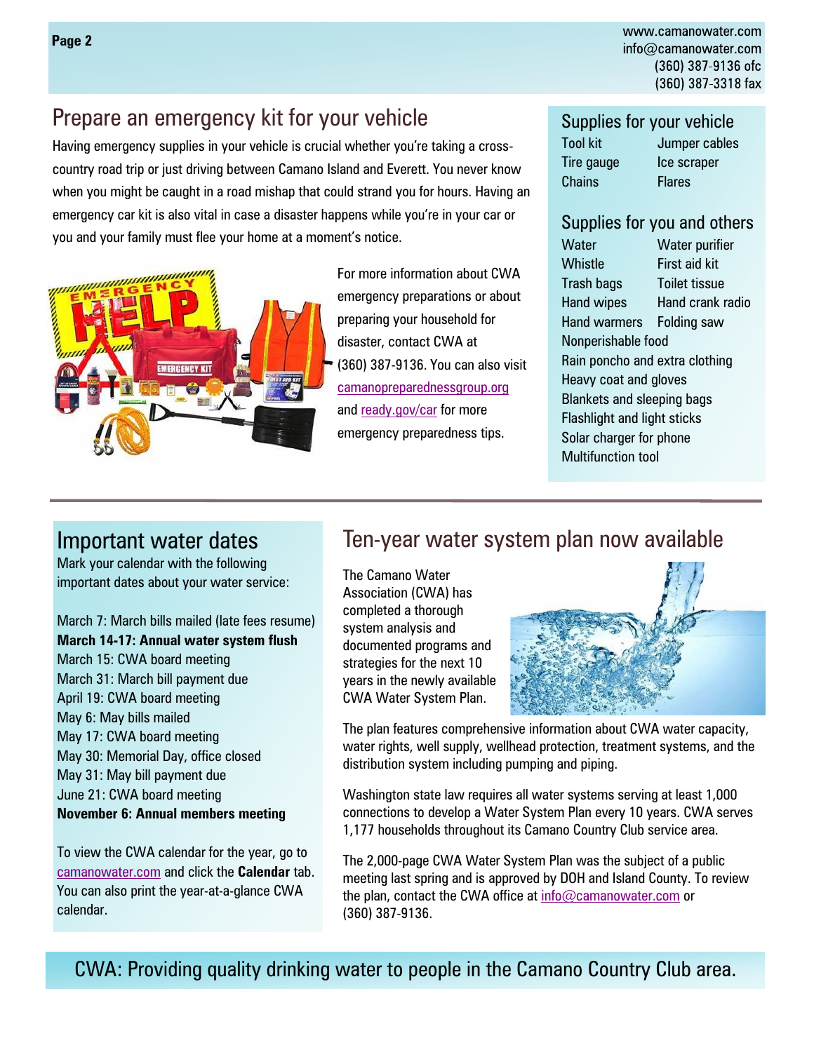## Prepare an emergency kit for your vehicle

Having emergency supplies in your vehicle is crucial whether you're taking a cross-country road trip or just driving between Camano Island and Everett. You never know when you might be caught in a road mishap that could strand you for hours. Having an emergency car kit is also vital in case a disaster happens while you're in your car or you and your family must flee your home at a moment's notice.

For more information about CWA emergency preparations or about preparing your household for disaster, contact CWA at (360) 387-9136. You can also visit camanopreparednessgroup.org and ready.gov/car for more emergency preparedness tips.

### Supplies for your vehicle

- Tool kit
- Jumper cables
- Tire gauge
- Ice scraper
- Chains
- Flares

### Supplies for you and others

- Water
- Water purifier
- Whistle
- First aid kit
- Trash bags
- Toilet tissue
- Hand wipes
- Hand crank radio
- Hand warmers
- Folding saw
- Nonperishable food
- Rain poncho and extra clothing
- Heavy coat and gloves
- Blankets and sleeping bags
- Flashlight and light sticks
- Solar charger for phone
- Multifunction tool

## Important water dates

Mark your calendar with the following important dates about your water service:

March 7: March bills mailed (late fees resume)
**March 14-17: Annual water system flush**
March 15: CWA board meeting
March 31: March bill payment due
April 19: CWA board meeting
May 6: May bills mailed
May 17: CWA board meeting
May 30: Memorial Day, office closed
May 31: May bill payment due
June 21: CWA board meeting
**November 6: Annual members meeting**

To view the CWA calendar for the year, go to camanowater.com and click the **Calendar** tab. You can also print the year-at-a-glance CWA calendar.

## Ten-year water system plan now available

The Camano Water Association (CWA) has completed a thorough system analysis and documented programs and strategies for the next 10 years in the newly available CWA Water System Plan.

The plan features comprehensive information about CWA water capacity, water rights, well supply, wellhead protection, treatment systems, and the distribution system including pumping and piping.

Washington state law requires all water systems serving at least 1,000 connections to develop a Water System Plan every 10 years. CWA serves 1,177 households throughout its Camano Country Club service area.

The 2,000-page CWA Water System Plan was the subject of a public meeting last spring and is approved by DOH and Island County. To review the plan, contact the CWA office at info@camanowater.com or (360) 387-9136.

CWA: Providing quality drinking water to people in the Camano Country Club area.